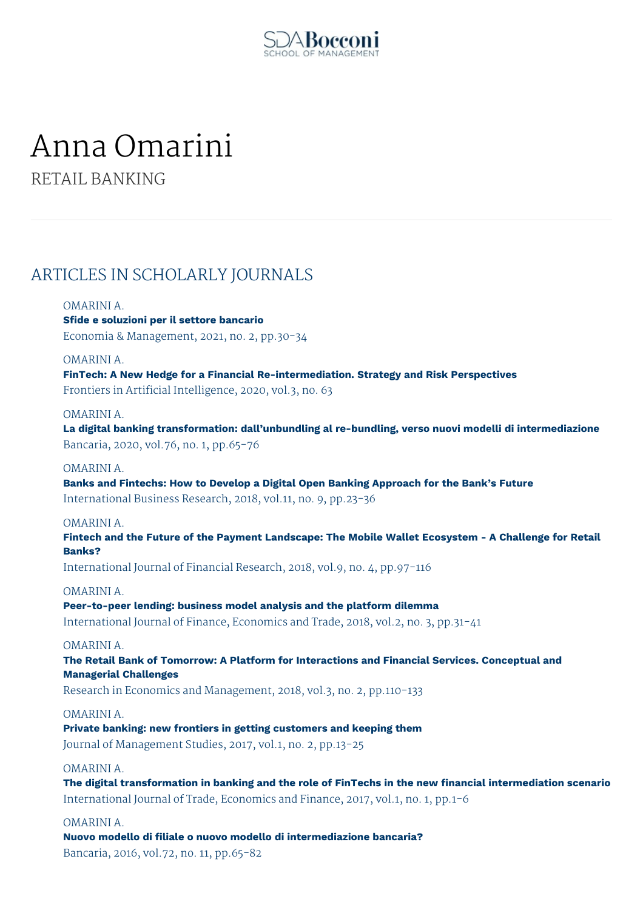# Anna Omarini

RETAIL BANKING

## ARTICLES IN SCHOLARLY JOURNALS

OMARINI A.
**Sfide e soluzioni per il settore bancario**
Economia & Management, 2021, no. 2, pp.30-34

OMARINI A.
**FinTech: A New Hedge for a Financial Re-intermediation. Strategy and Risk Perspectives**
Frontiers in Artificial Intelligence, 2020, vol.3, no. 63

OMARINI A.
**La digital banking transformation: dall'unbundling al re-bundling, verso nuovi modelli di intermediazione**
Bancaria, 2020, vol.76, no. 1, pp.65-76

OMARINI A.
**Banks and Fintechs: How to Develop a Digital Open Banking Approach for the Bank's Future**
International Business Research, 2018, vol.11, no. 9, pp.23-36

OMARINI A.
**Fintech and the Future of the Payment Landscape: The Mobile Wallet Ecosystem - A Challenge for Retail Banks?**
International Journal of Financial Research, 2018, vol.9, no. 4, pp.97-116

OMARINI A.
**Peer-to-peer lending: business model analysis and the platform dilemma**
International Journal of Finance, Economics and Trade, 2018, vol.2, no. 3, pp.31-41

OMARINI A.
**The Retail Bank of Tomorrow: A Platform for Interactions and Financial Services. Conceptual and Managerial Challenges**
Research in Economics and Management, 2018, vol.3, no. 2, pp.110-133

OMARINI A.
**Private banking: new frontiers in getting customers and keeping them**
Journal of Management Studies, 2017, vol.1, no. 2, pp.13-25

OMARINI A.
**The digital transformation in banking and the role of FinTechs in the new financial intermediation scenario**
International Journal of Trade, Economics and Finance, 2017, vol.1, no. 1, pp.1-6

OMARINI A.
**Nuovo modello di filiale o nuovo modello di intermediazione bancaria?**
Bancaria, 2016, vol.72, no. 11, pp.65-82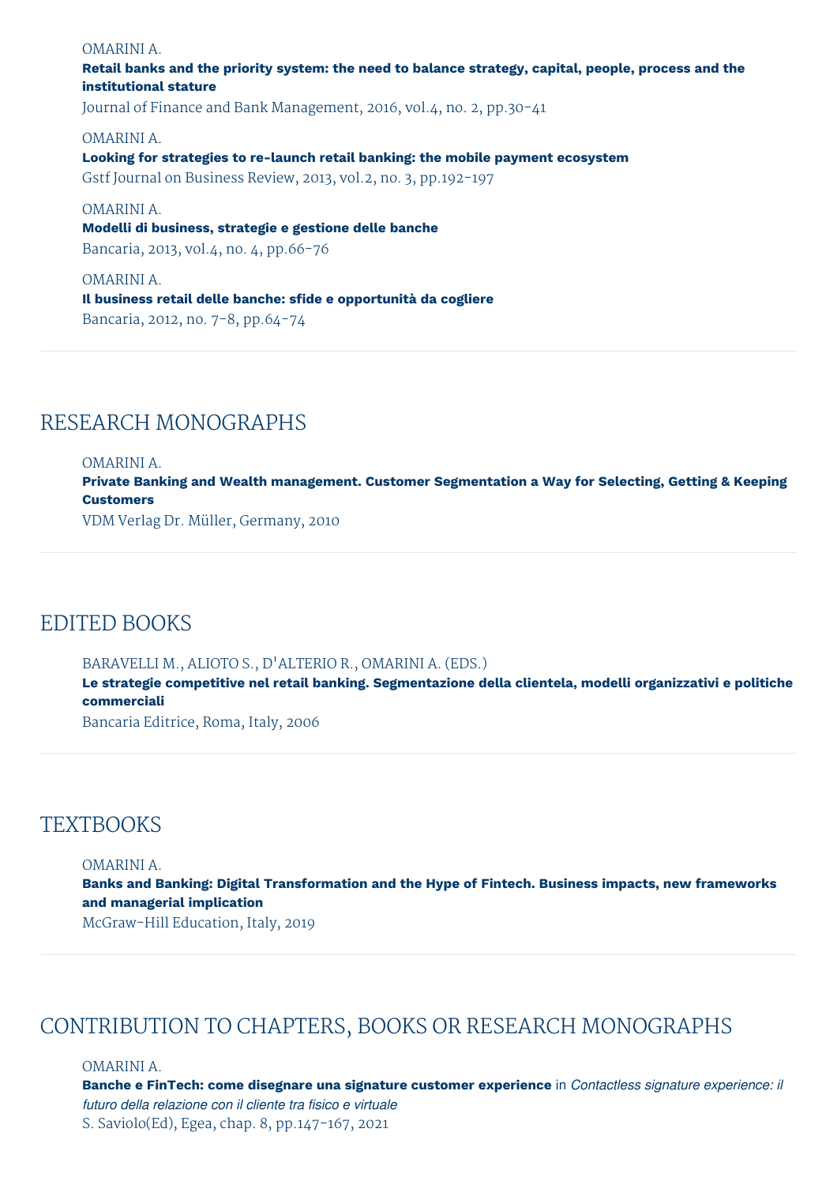OMARINI A.
**Retail banks and the priority system: the need to balance strategy, capital, people, process and the institutional stature**
Journal of Finance and Bank Management, 2016, vol.4, no. 2, pp.30-41

OMARINI A.
**Looking for strategies to re-launch retail banking: the mobile payment ecosystem**
Gstf Journal on Business Review, 2013, vol.2, no. 3, pp.192-197

OMARINI A.
**Modelli di business, strategie e gestione delle banche**
Bancaria, 2013, vol.4, no. 4, pp.66-76

OMARINI A.
**Il business retail delle banche: sfide e opportunità da cogliere**
Bancaria, 2012, no. 7-8, pp.64-74

## RESEARCH MONOGRAPHS

OMARINI A.
**Private Banking and Wealth management. Customer Segmentation a Way for Selecting, Getting & Keeping Customers**
VDM Verlag Dr. Müller, Germany, 2010

## EDITED BOOKS

BARAVELLI M., ALIOTO S., D'ALTERIO R., OMARINI A. (EDS.)
**Le strategie competitive nel retail banking. Segmentazione della clientela, modelli organizzativi e politiche commerciali**
Bancaria Editrice, Roma, Italy, 2006

## TEXTBOOKS

OMARINI A.
**Banks and Banking: Digital Transformation and the Hype of Fintech. Business impacts, new frameworks and managerial implication**
McGraw-Hill Education, Italy, 2019

## CONTRIBUTION TO CHAPTERS, BOOKS OR RESEARCH MONOGRAPHS

OMARINI A.
**Banche e FinTech: come disegnare una signature customer experience** in *Contactless signature experience: il futuro della relazione con il cliente tra fisico e virtuale*
S. Saviolo(Ed), Egea, chap. 8, pp.147-167, 2021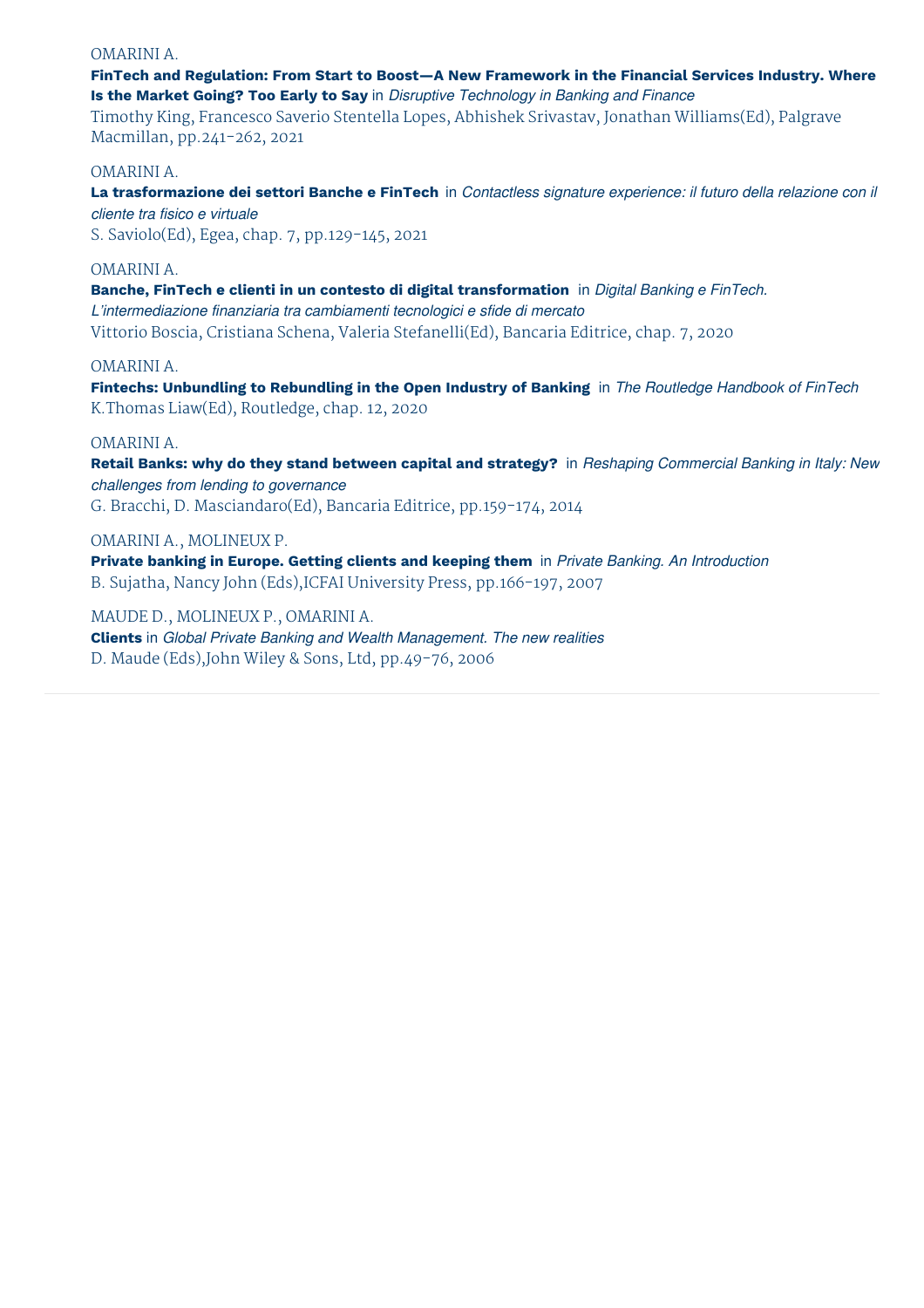OMARINI A.

**FinTech and Regulation: From Start to Boost—A New Framework in the Financial Services Industry. Where Is the Market Going? Too Early to Say** in *Disruptive Technology in Banking and Finance*
Timothy King, Francesco Saverio Stentella Lopes, Abhishek Srivastav, Jonathan Williams(Ed), Palgrave Macmillan, pp.241-262, 2021

OMARINI A.

**La trasformazione dei settori Banche e FinTech** in *Contactless signature experience: il futuro della relazione con il cliente tra fisico e virtuale*
S. Saviolo(Ed), Egea, chap. 7, pp.129-145, 2021

OMARINI A.

**Banche, FinTech e clienti in un contesto di digital transformation** in *Digital Banking e FinTech. L'intermediazione finanziaria tra cambiamenti tecnologici e sfide di mercato*
Vittorio Boscia, Cristiana Schena, Valeria Stefanelli(Ed), Bancaria Editrice, chap. 7, 2020

OMARINI A.

**Fintechs: Unbundling to Rebundling in the Open Industry of Banking** in *The Routledge Handbook of FinTech*
K.Thomas Liaw(Ed), Routledge, chap. 12, 2020

OMARINI A.

**Retail Banks: why do they stand between capital and strategy?** in *Reshaping Commercial Banking in Italy: New challenges from lending to governance*
G. Bracchi, D. Masciandaro(Ed), Bancaria Editrice, pp.159-174, 2014

OMARINI A., MOLINEUX P.

**Private banking in Europe. Getting clients and keeping them** in *Private Banking. An Introduction*
B. Sujatha, Nancy John (Eds),ICFAI University Press, pp.166-197, 2007

MAUDE D., MOLINEUX P., OMARINI A.

**Clients** in *Global Private Banking and Wealth Management. The new realities*
D. Maude (Eds),John Wiley & Sons, Ltd, pp.49-76, 2006